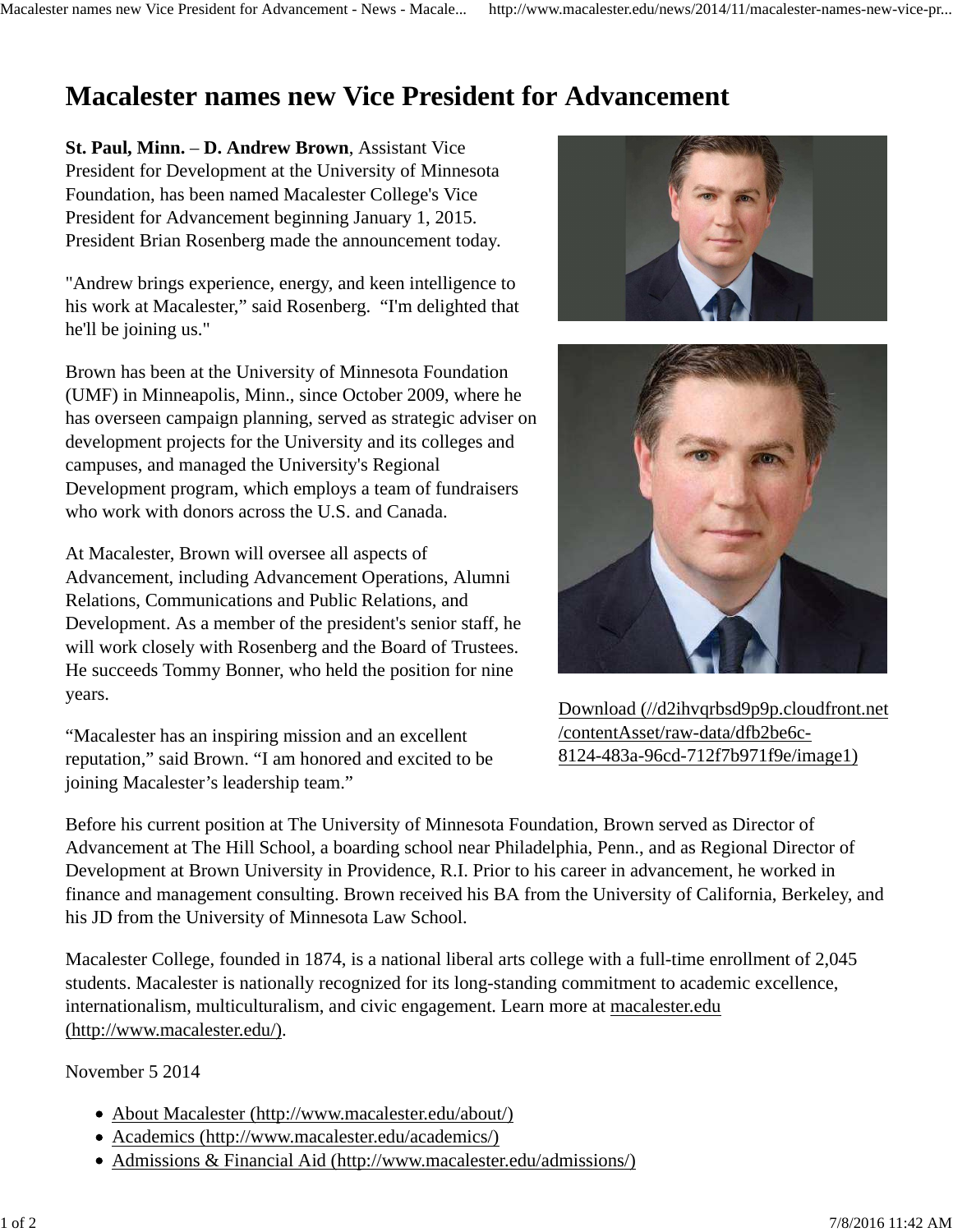# Macalester names new Vice President for Advancement

**St. Paul, Minn.** – **D. Andrew Brown**, Assistant Vice President for Development at the University of Minnesota Foundation, has been named Macalester College's Vice President for Advancement beginning January 1, 2015. President Brian Rosenberg made the announcement today.

"Andrew brings experience, energy, and keen intelligence to his work at Macalester," said Rosenberg. "I'm delighted that he'll be joining us."

Brown has been at the University of Minnesota Foundation (UMF) in Minneapolis, Minn., since October 2009, where he has overseen campaign planning, served as strategic adviser on development projects for the University and its colleges and campuses, and managed the University's Regional Development program, which employs a team of fundraisers who work with donors across the U.S. and Canada.

At Macalester, Brown will oversee all aspects of Advancement, including Advancement Operations, Alumni Relations, Communications and Public Relations, and Development. As a member of the president's senior staff, he will work closely with Rosenberg and the Board of Trustees. He succeeds Tommy Bonner, who held the position for nine years.

"Macalester has an inspiring mission and an excellent reputation," said Brown. "I am honored and excited to be joining Macalester's leadership team."

Download (//d2ihvqrbsd9p9p.cloudfront.net/contentAsset/raw-data/dfb2be6c-8124-483a-96cd-712f7b971f9e/image1)

Before his current position at The University of Minnesota Foundation, Brown served as Director of Advancement at The Hill School, a boarding school near Philadelphia, Penn., and as Regional Director of Development at Brown University in Providence, R.I. Prior to his career in advancement, he worked in finance and management consulting. Brown received his BA from the University of California, Berkeley, and his JD from the University of Minnesota Law School.

Macalester College, founded in 1874, is a national liberal arts college with a full-time enrollment of 2,045 students. Macalester is nationally recognized for its long-standing commitment to academic excellence, internationalism, multiculturalism, and civic engagement. Learn more at macalester.edu (http://www.macalester.edu/).

November 5 2014

- About Macalester (http://www.macalester.edu/about/)
- Academics (http://www.macalester.edu/academics/)
- Admissions & Financial Aid (http://www.macalester.edu/admissions/)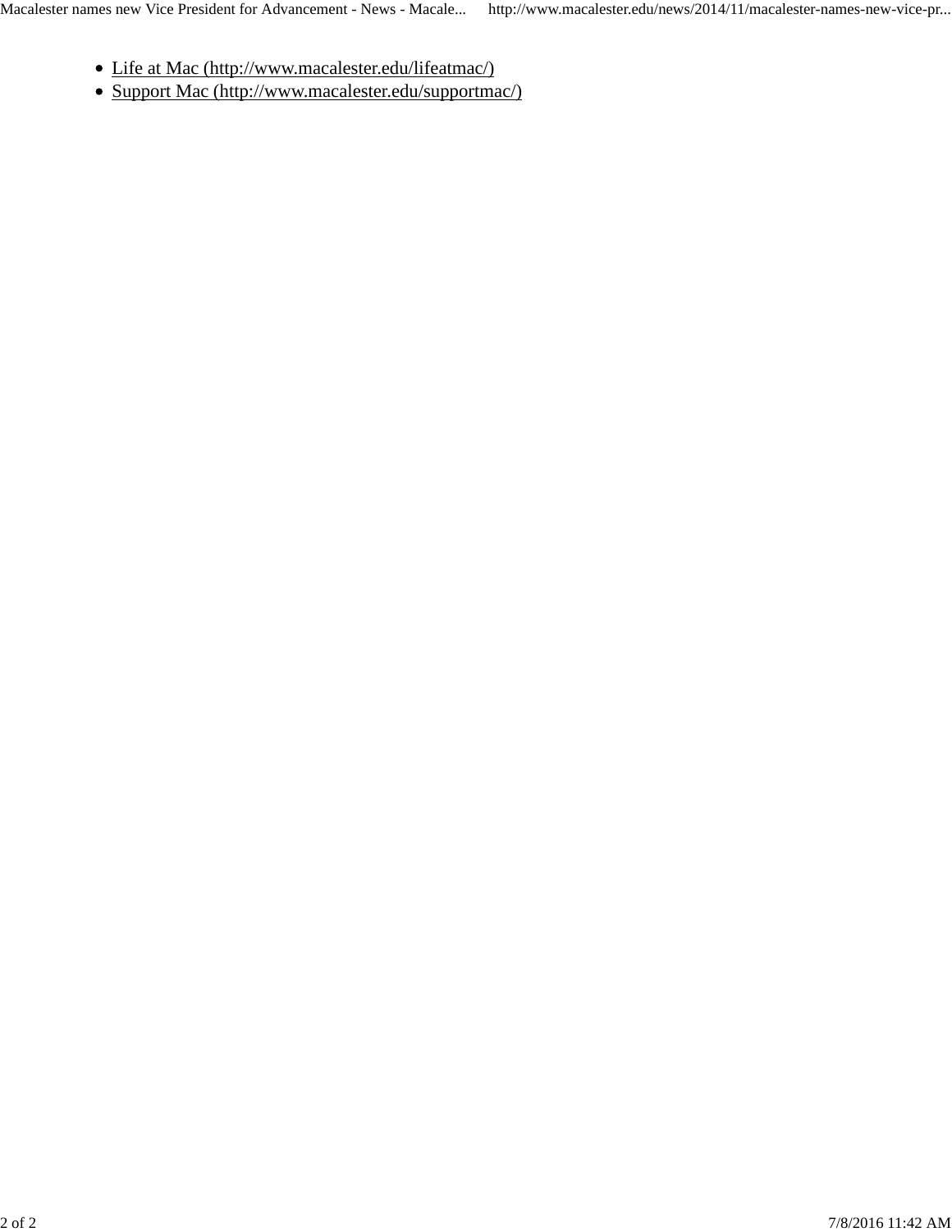- Life at Mac (http://www.macalester.edu/lifeatmac/)
- Support Mac (http://www.macalester.edu/supportmac/)